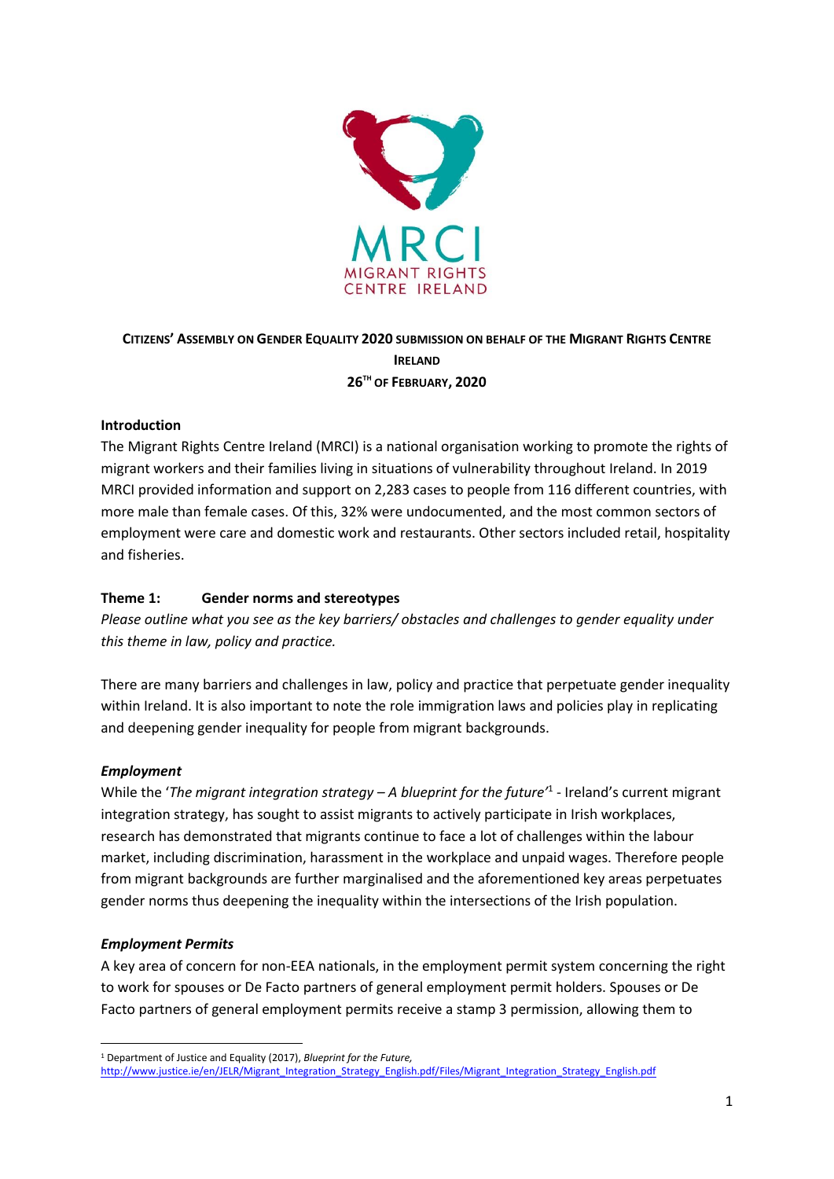MRCI
MIGRANT RIGHTS CENTRE IRELAND

**CITIZENS' ASSEMBLY ON GENDER EQUALITY 2020 SUBMISSION ON BEHALF OF THE MIGRANT RIGHTS CENTRE IRELAND**
**26TH OF FEBRUARY, 2020**

## Introduction

The Migrant Rights Centre Ireland (MRCI) is a national organisation working to promote the rights of migrant workers and their families living in situations of vulnerability throughout Ireland. In 2019 MRCI provided information and support on 2,283 cases to people from 116 different countries, with more male than female cases. Of this, 32% were undocumented, and the most common sectors of employment were care and domestic work and restaurants. Other sectors included retail, hospitality and fisheries.

## Theme 1: Gender norms and stereotypes

*Please outline what you see as the key barriers/ obstacles and challenges to gender equality under this theme in law, policy and practice.*

There are many barriers and challenges in law, policy and practice that perpetuate gender inequality within Ireland. It is also important to note the role immigration laws and policies play in replicating and deepening gender inequality for people from migrant backgrounds.

### *Employment*

While the '*The migrant integration strategy – A blueprint for the future*'[1] - Ireland's current migrant integration strategy, has sought to assist migrants to actively participate in Irish workplaces, research has demonstrated that migrants continue to face a lot of challenges within the labour market, including discrimination, harassment in the workplace and unpaid wages. Therefore people from migrant backgrounds are further marginalised and the aforementioned key areas perpetuates gender norms thus deepening the inequality within the intersections of the Irish population.

### *Employment Permits*

A key area of concern for non-EEA nationals, in the employment permit system concerning the right to work for spouses or De Facto partners of general employment permit holders. Spouses or De Facto partners of general employment permits receive a stamp 3 permission, allowing them to

[1] Department of Justice and Equality (2017), *Blueprint for the Future*, http://www.justice.ie/en/JELR/Migrant_Integration_Strategy_English.pdf/Files/Migrant_Integration_Strategy_English.pdf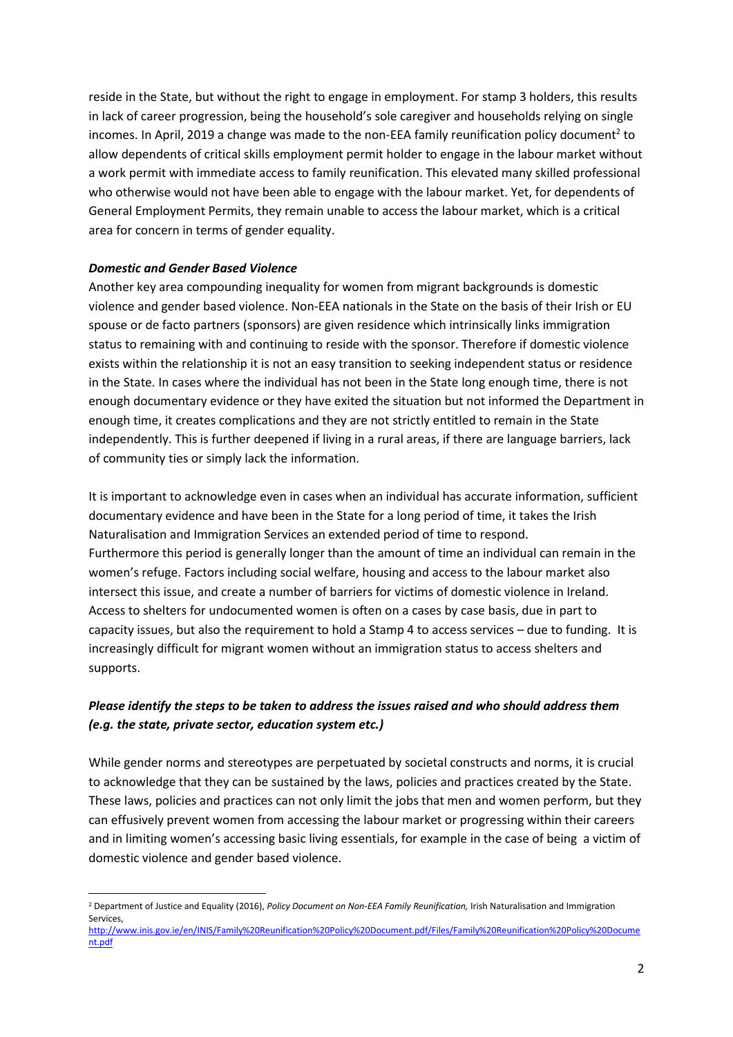reside in the State, but without the right to engage in employment. For stamp 3 holders, this results in lack of career progression, being the household's sole caregiver and households relying on single incomes. In April, 2019 a change was made to the non-EEA family reunification policy document[2] to allow dependents of critical skills employment permit holder to engage in the labour market without a work permit with immediate access to family reunification. This elevated many skilled professional who otherwise would not have been able to engage with the labour market. Yet, for dependents of General Employment Permits, they remain unable to access the labour market, which is a critical area for concern in terms of gender equality.

***Domestic and Gender Based Violence***

Another key area compounding inequality for women from migrant backgrounds is domestic violence and gender based violence. Non-EEA nationals in the State on the basis of their Irish or EU spouse or de facto partners (sponsors) are given residence which intrinsically links immigration status to remaining with and continuing to reside with the sponsor. Therefore if domestic violence exists within the relationship it is not an easy transition to seeking independent status or residence in the State. In cases where the individual has not been in the State long enough time, there is not enough documentary evidence or they have exited the situation but not informed the Department in enough time, it creates complications and they are not strictly entitled to remain in the State independently. This is further deepened if living in a rural areas, if there are language barriers, lack of community ties or simply lack the information.

It is important to acknowledge even in cases when an individual has accurate information, sufficient documentary evidence and have been in the State for a long period of time, it takes the Irish Naturalisation and Immigration Services an extended period of time to respond.
Furthermore this period is generally longer than the amount of time an individual can remain in the women's refuge. Factors including social welfare, housing and access to the labour market also intersect this issue, and create a number of barriers for victims of domestic violence in Ireland. Access to shelters for undocumented women is often on a cases by case basis, due in part to capacity issues, but also the requirement to hold a Stamp 4 to access services – due to funding. It is increasingly difficult for migrant women without an immigration status to access shelters and supports.

***Please identify the steps to be taken to address the issues raised and who should address them (e.g. the state, private sector, education system etc.)***

While gender norms and stereotypes are perpetuated by societal constructs and norms, it is crucial to acknowledge that they can be sustained by the laws, policies and practices created by the State. These laws, policies and practices can not only limit the jobs that men and women perform, but they can effusively prevent women from accessing the labour market or progressing within their careers and in limiting women's accessing basic living essentials, for example in the case of being a victim of domestic violence and gender based violence.

---

[2] Department of Justice and Equality (2016), *Policy Document on Non-EEA Family Reunification,* Irish Naturalisation and Immigration Services,
http://www.inis.gov.ie/en/INIS/Family%20Reunification%20Policy%20Document.pdf/Files/Family%20Reunification%20Policy%20Document.pdf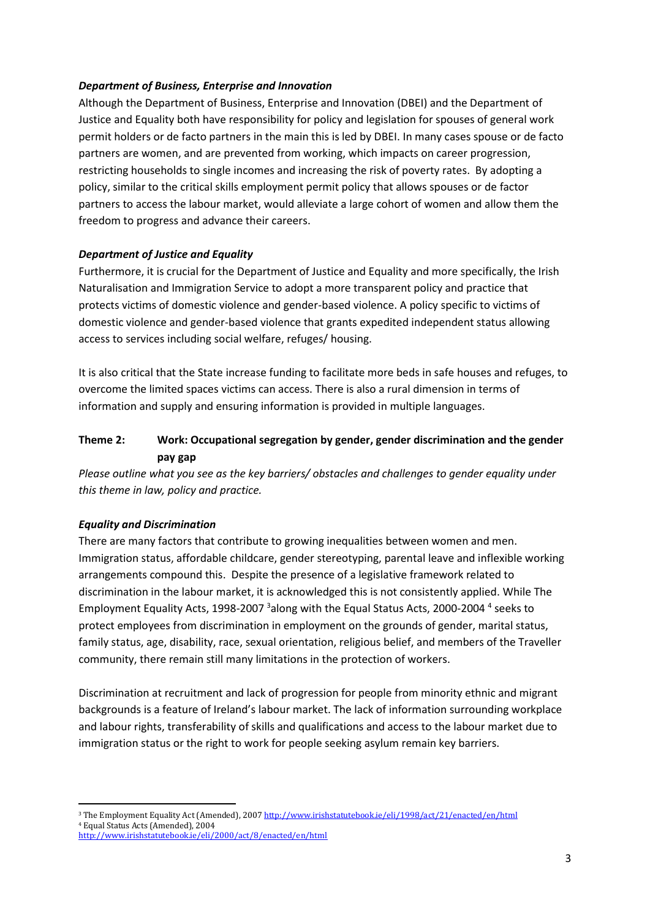***Department of Business, Enterprise and Innovation***

Although the Department of Business, Enterprise and Innovation (DBEI) and the Department of Justice and Equality both have responsibility for policy and legislation for spouses of general work permit holders or de facto partners in the main this is led by DBEI. In many cases spouse or de facto partners are women, and are prevented from working, which impacts on career progression, restricting households to single incomes and increasing the risk of poverty rates. By adopting a policy, similar to the critical skills employment permit policy that allows spouses or de factor partners to access the labour market, would alleviate a large cohort of women and allow them the freedom to progress and advance their careers.

***Department of Justice and Equality***

Furthermore, it is crucial for the Department of Justice and Equality and more specifically, the Irish Naturalisation and Immigration Service to adopt a more transparent policy and practice that protects victims of domestic violence and gender-based violence. A policy specific to victims of domestic violence and gender-based violence that grants expedited independent status allowing access to services including social welfare, refuges/ housing.

It is also critical that the State increase funding to facilitate more beds in safe houses and refuges, to overcome the limited spaces victims can access. There is also a rural dimension in terms of information and supply and ensuring information is provided in multiple languages.

**Theme 2: Work: Occupational segregation by gender, gender discrimination and the gender pay gap**

*Please outline what you see as the key barriers/ obstacles and challenges to gender equality under this theme in law, policy and practice.*

***Equality and Discrimination***

There are many factors that contribute to growing inequalities between women and men. Immigration status, affordable childcare, gender stereotyping, parental leave and inflexible working arrangements compound this. Despite the presence of a legislative framework related to discrimination in the labour market, it is acknowledged this is not consistently applied. While The Employment Equality Acts, 1998-2007 [3]along with the Equal Status Acts, 2000-2004 [4] seeks to protect employees from discrimination in employment on the grounds of gender, marital status, family status, age, disability, race, sexual orientation, religious belief, and members of the Traveller community, there remain still many limitations in the protection of workers.

Discrimination at recruitment and lack of progression for people from minority ethnic and migrant backgrounds is a feature of Ireland's labour market. The lack of information surrounding workplace and labour rights, transferability of skills and qualifications and access to the labour market due to immigration status or the right to work for people seeking asylum remain key barriers.

---

[3] The Employment Equality Act (Amended), 2007 http://www.irishstatutebook.ie/eli/1998/act/21/enacted/en/html

[4] Equal Status Acts (Amended), 2004 http://www.irishstatutebook.ie/eli/2000/act/8/enacted/en/html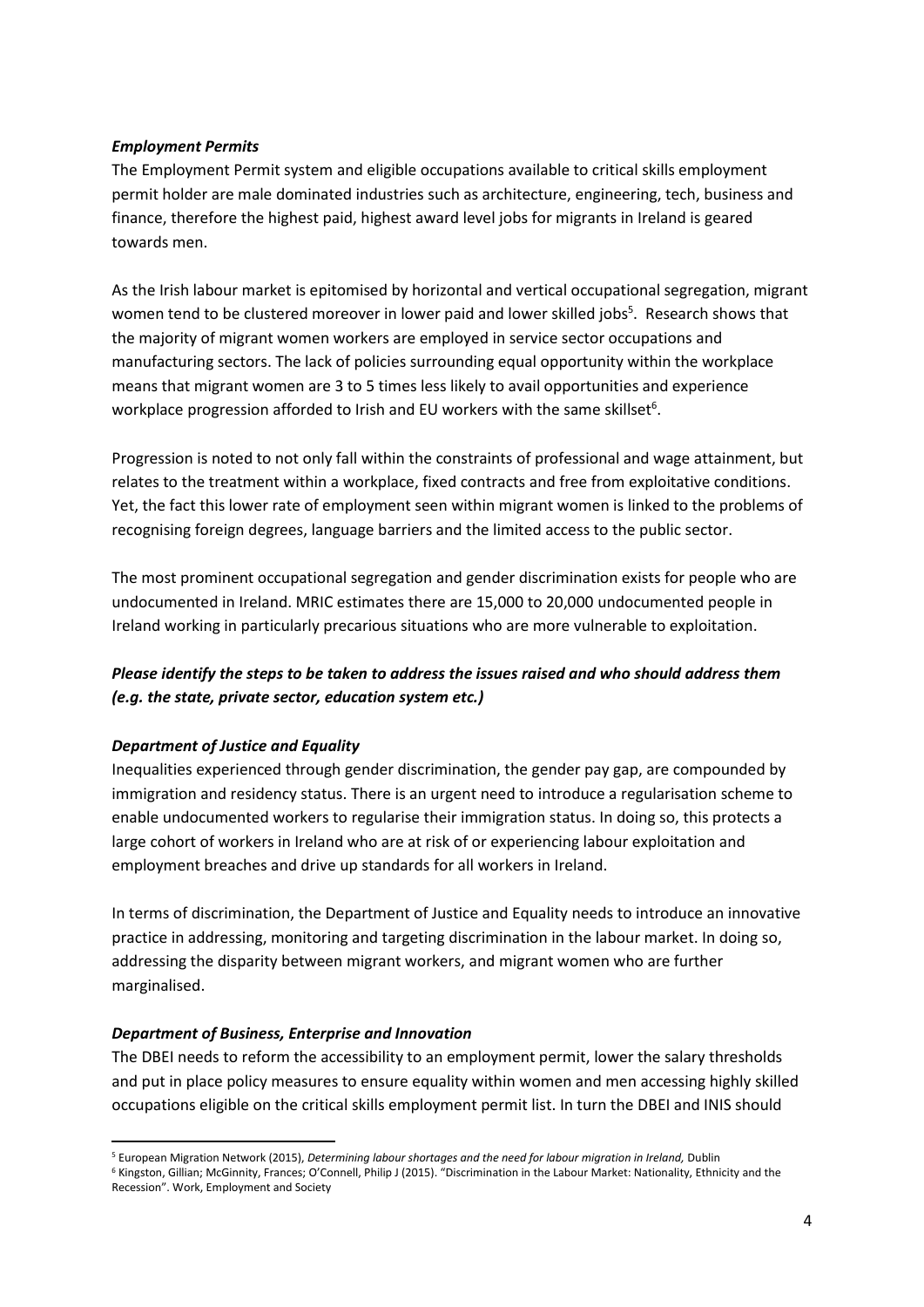***Employment Permits***

The Employment Permit system and eligible occupations available to critical skills employment permit holder are male dominated industries such as architecture, engineering, tech, business and finance, therefore the highest paid, highest award level jobs for migrants in Ireland is geared towards men.

As the Irish labour market is epitomised by horizontal and vertical occupational segregation, migrant women tend to be clustered moreover in lower paid and lower skilled jobs[5]. Research shows that the majority of migrant women workers are employed in service sector occupations and manufacturing sectors. The lack of policies surrounding equal opportunity within the workplace means that migrant women are 3 to 5 times less likely to avail opportunities and experience workplace progression afforded to Irish and EU workers with the same skillset[6].

Progression is noted to not only fall within the constraints of professional and wage attainment, but relates to the treatment within a workplace, fixed contracts and free from exploitative conditions. Yet, the fact this lower rate of employment seen within migrant women is linked to the problems of recognising foreign degrees, language barriers and the limited access to the public sector.

The most prominent occupational segregation and gender discrimination exists for people who are undocumented in Ireland. MRIC estimates there are 15,000 to 20,000 undocumented people in Ireland working in particularly precarious situations who are more vulnerable to exploitation.

***Please identify the steps to be taken to address the issues raised and who should address them (e.g. the state, private sector, education system etc.)***

***Department of Justice and Equality***

Inequalities experienced through gender discrimination, the gender pay gap, are compounded by immigration and residency status. There is an urgent need to introduce a regularisation scheme to enable undocumented workers to regularise their immigration status. In doing so, this protects a large cohort of workers in Ireland who are at risk of or experiencing labour exploitation and employment breaches and drive up standards for all workers in Ireland.

In terms of discrimination, the Department of Justice and Equality needs to introduce an innovative practice in addressing, monitoring and targeting discrimination in the labour market. In doing so, addressing the disparity between migrant workers, and migrant women who are further marginalised.

***Department of Business, Enterprise and Innovation***

The DBEI needs to reform the accessibility to an employment permit, lower the salary thresholds and put in place policy measures to ensure equality within women and men accessing highly skilled occupations eligible on the critical skills employment permit list. In turn the DBEI and INIS should

---

[5] European Migration Network (2015), *Determining labour shortages and the need for labour migration in Ireland,* Dublin

[6] Kingston, Gillian; McGinnity, Frances; O'Connell, Philip J (2015). "Discrimination in the Labour Market: Nationality, Ethnicity and the Recession". Work, Employment and Society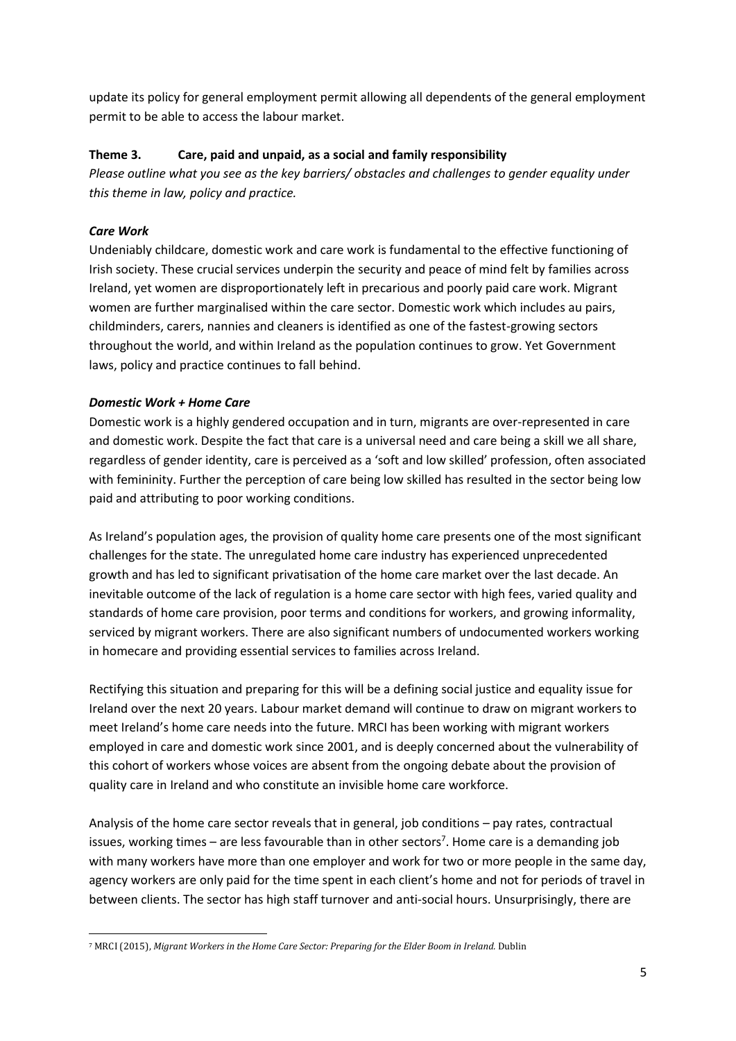update its policy for general employment permit allowing all dependents of the general employment permit to be able to access the labour market.

### Theme 3. Care, paid and unpaid, as a social and family responsibility

*Please outline what you see as the key barriers/ obstacles and challenges to gender equality under this theme in law, policy and practice.*

#### *Care Work*

Undeniably childcare, domestic work and care work is fundamental to the effective functioning of Irish society. These crucial services underpin the security and peace of mind felt by families across Ireland, yet women are disproportionately left in precarious and poorly paid care work. Migrant women are further marginalised within the care sector. Domestic work which includes au pairs, childminders, carers, nannies and cleaners is identified as one of the fastest-growing sectors throughout the world, and within Ireland as the population continues to grow. Yet Government laws, policy and practice continues to fall behind.

#### *Domestic Work + Home Care*

Domestic work is a highly gendered occupation and in turn, migrants are over-represented in care and domestic work. Despite the fact that care is a universal need and care being a skill we all share, regardless of gender identity, care is perceived as a 'soft and low skilled' profession, often associated with femininity. Further the perception of care being low skilled has resulted in the sector being low paid and attributing to poor working conditions.

As Ireland's population ages, the provision of quality home care presents one of the most significant challenges for the state. The unregulated home care industry has experienced unprecedented growth and has led to significant privatisation of the home care market over the last decade. An inevitable outcome of the lack of regulation is a home care sector with high fees, varied quality and standards of home care provision, poor terms and conditions for workers, and growing informality, serviced by migrant workers. There are also significant numbers of undocumented workers working in homecare and providing essential services to families across Ireland.

Rectifying this situation and preparing for this will be a defining social justice and equality issue for Ireland over the next 20 years. Labour market demand will continue to draw on migrant workers to meet Ireland's home care needs into the future. MRCI has been working with migrant workers employed in care and domestic work since 2001, and is deeply concerned about the vulnerability of this cohort of workers whose voices are absent from the ongoing debate about the provision of quality care in Ireland and who constitute an invisible home care workforce.

Analysis of the home care sector reveals that in general, job conditions – pay rates, contractual issues, working times – are less favourable than in other sectors[7]. Home care is a demanding job with many workers have more than one employer and work for two or more people in the same day, agency workers are only paid for the time spent in each client's home and not for periods of travel in between clients. The sector has high staff turnover and anti-social hours. Unsurprisingly, there are

---

[7] MRCI (2015), *Migrant Workers in the Home Care Sector: Preparing for the Elder Boom in Ireland.* Dublin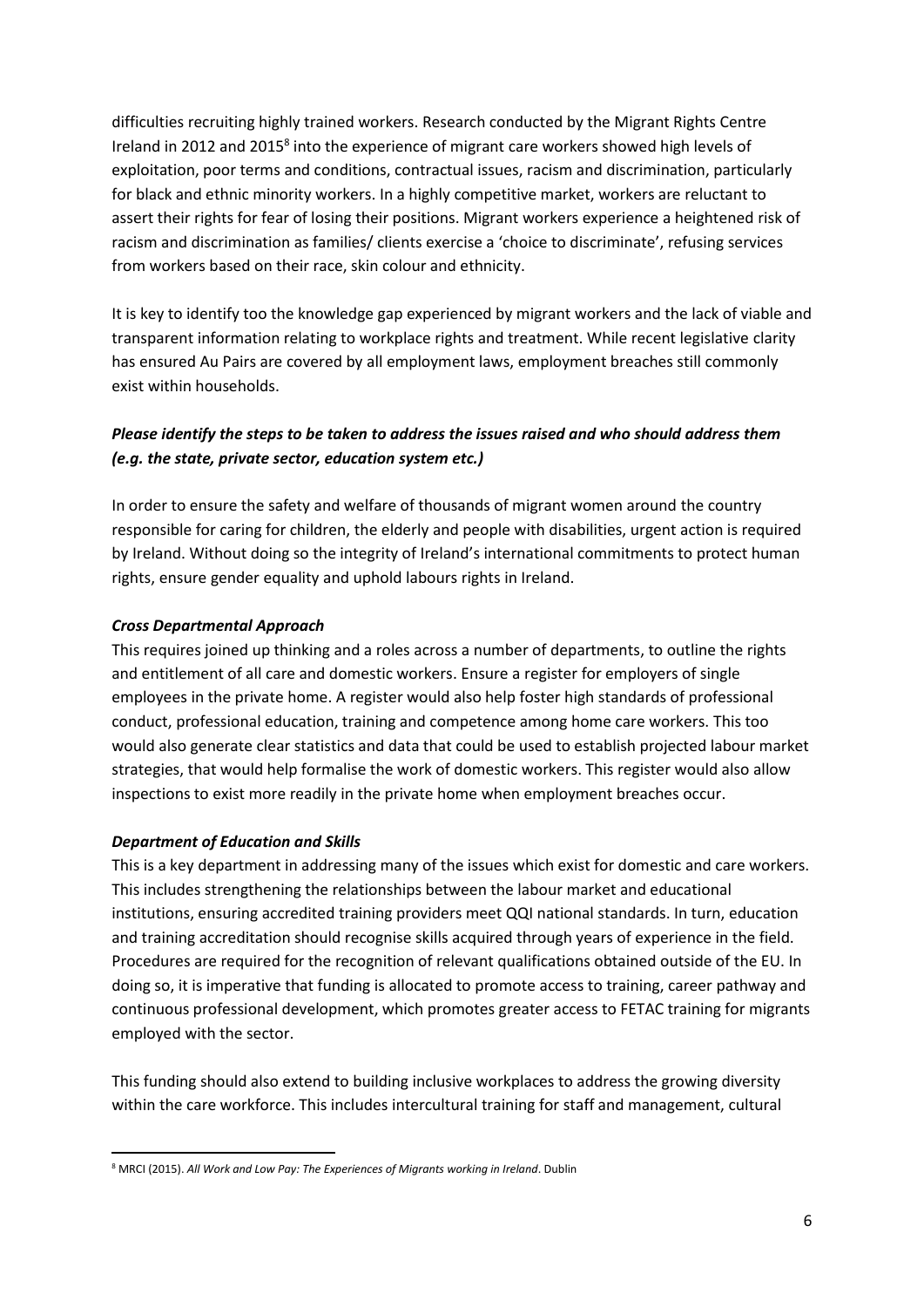difficulties recruiting highly trained workers. Research conducted by the Migrant Rights Centre Ireland in 2012 and 2015[8] into the experience of migrant care workers showed high levels of exploitation, poor terms and conditions, contractual issues, racism and discrimination, particularly for black and ethnic minority workers. In a highly competitive market, workers are reluctant to assert their rights for fear of losing their positions. Migrant workers experience a heightened risk of racism and discrimination as families/ clients exercise a 'choice to discriminate', refusing services from workers based on their race, skin colour and ethnicity.

It is key to identify too the knowledge gap experienced by migrant workers and the lack of viable and transparent information relating to workplace rights and treatment. While recent legislative clarity has ensured Au Pairs are covered by all employment laws, employment breaches still commonly exist within households.

***Please identify the steps to be taken to address the issues raised and who should address them (e.g. the state, private sector, education system etc.)***

In order to ensure the safety and welfare of thousands of migrant women around the country responsible for caring for children, the elderly and people with disabilities, urgent action is required by Ireland. Without doing so the integrity of Ireland's international commitments to protect human rights, ensure gender equality and uphold labours rights in Ireland.

***Cross Departmental Approach***

This requires joined up thinking and a roles across a number of departments, to outline the rights and entitlement of all care and domestic workers. Ensure a register for employers of single employees in the private home. A register would also help foster high standards of professional conduct, professional education, training and competence among home care workers. This too would also generate clear statistics and data that could be used to establish projected labour market strategies, that would help formalise the work of domestic workers. This register would also allow inspections to exist more readily in the private home when employment breaches occur.

***Department of Education and Skills***

This is a key department in addressing many of the issues which exist for domestic and care workers. This includes strengthening the relationships between the labour market and educational institutions, ensuring accredited training providers meet QQI national standards. In turn, education and training accreditation should recognise skills acquired through years of experience in the field. Procedures are required for the recognition of relevant qualifications obtained outside of the EU. In doing so, it is imperative that funding is allocated to promote access to training, career pathway and continuous professional development, which promotes greater access to FETAC training for migrants employed with the sector.

This funding should also extend to building inclusive workplaces to address the growing diversity within the care workforce. This includes intercultural training for staff and management, cultural

---

[8] MRCI (2015). *All Work and Low Pay: The Experiences of Migrants working in Ireland*. Dublin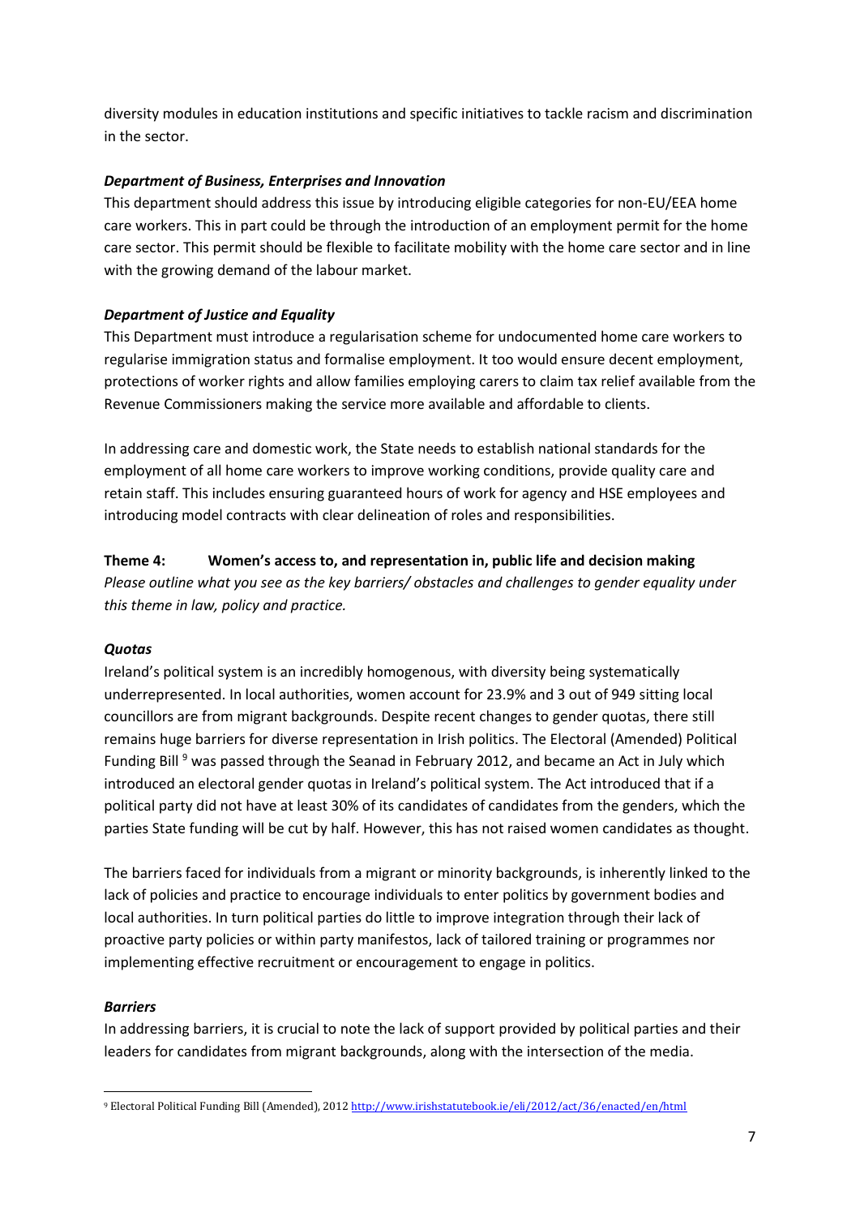diversity modules in education institutions and specific initiatives to tackle racism and discrimination in the sector.

***Department of Business, Enterprises and Innovation***

This department should address this issue by introducing eligible categories for non-EU/EEA home care workers. This in part could be through the introduction of an employment permit for the home care sector. This permit should be flexible to facilitate mobility with the home care sector and in line with the growing demand of the labour market.

***Department of Justice and Equality***

This Department must introduce a regularisation scheme for undocumented home care workers to regularise immigration status and formalise employment. It too would ensure decent employment, protections of worker rights and allow families employing carers to claim tax relief available from the Revenue Commissioners making the service more available and affordable to clients.

In addressing care and domestic work, the State needs to establish national standards for the employment of all home care workers to improve working conditions, provide quality care and retain staff. This includes ensuring guaranteed hours of work for agency and HSE employees and introducing model contracts with clear delineation of roles and responsibilities.

**Theme 4: Women's access to, and representation in, public life and decision making**

*Please outline what you see as the key barriers/ obstacles and challenges to gender equality under this theme in law, policy and practice.*

***Quotas***

Ireland's political system is an incredibly homogenous, with diversity being systematically underrepresented. In local authorities, women account for 23.9% and 3 out of 949 sitting local councillors are from migrant backgrounds. Despite recent changes to gender quotas, there still remains huge barriers for diverse representation in Irish politics. The Electoral (Amended) Political Funding Bill [9] was passed through the Seanad in February 2012, and became an Act in July which introduced an electoral gender quotas in Ireland's political system. The Act introduced that if a political party did not have at least 30% of its candidates of candidates from the genders, which the parties State funding will be cut by half. However, this has not raised women candidates as thought.

The barriers faced for individuals from a migrant or minority backgrounds, is inherently linked to the lack of policies and practice to encourage individuals to enter politics by government bodies and local authorities. In turn political parties do little to improve integration through their lack of proactive party policies or within party manifestos, lack of tailored training or programmes nor implementing effective recruitment or encouragement to engage in politics.

***Barriers***

In addressing barriers, it is crucial to note the lack of support provided by political parties and their leaders for candidates from migrant backgrounds, along with the intersection of the media.

---

[9] Electoral Political Funding Bill (Amended), 2012 http://www.irishstatutebook.ie/eli/2012/act/36/enacted/en/html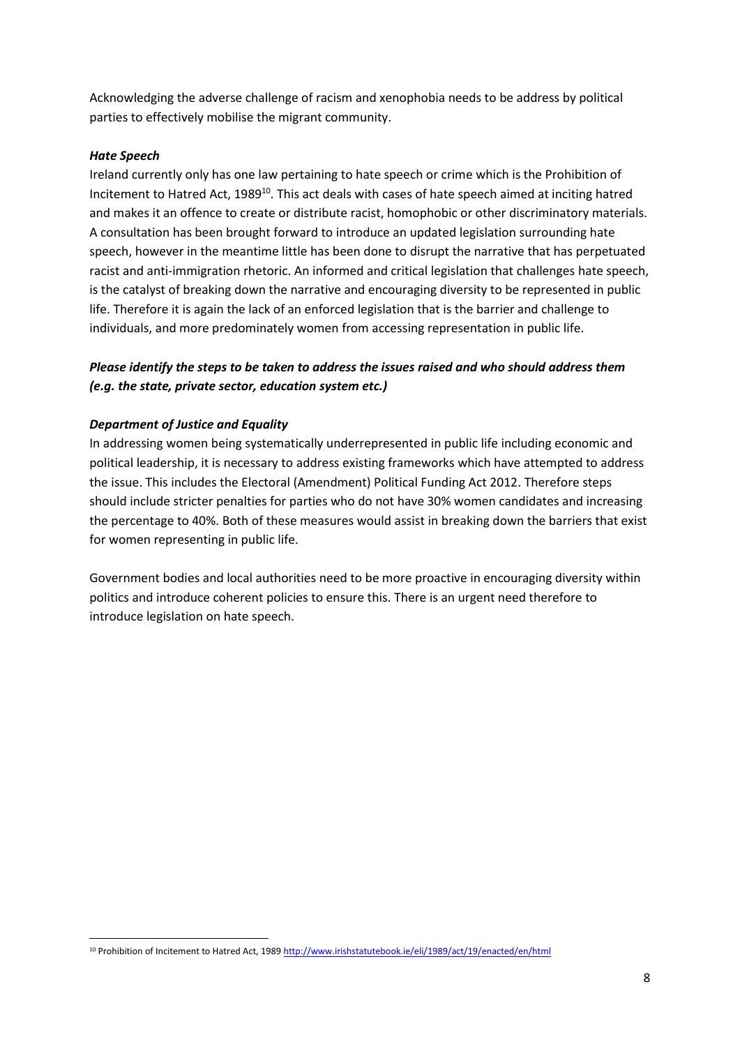Acknowledging the adverse challenge of racism and xenophobia needs to be address by political parties to effectively mobilise the migrant community.

***Hate Speech***

Ireland currently only has one law pertaining to hate speech or crime which is the Prohibition of Incitement to Hatred Act, 1989[10]. This act deals with cases of hate speech aimed at inciting hatred and makes it an offence to create or distribute racist, homophobic or other discriminatory materials. A consultation has been brought forward to introduce an updated legislation surrounding hate speech, however in the meantime little has been done to disrupt the narrative that has perpetuated racist and anti-immigration rhetoric. An informed and critical legislation that challenges hate speech, is the catalyst of breaking down the narrative and encouraging diversity to be represented in public life. Therefore it is again the lack of an enforced legislation that is the barrier and challenge to individuals, and more predominately women from accessing representation in public life.

***Please identify the steps to be taken to address the issues raised and who should address them (e.g. the state, private sector, education system etc.)***

***Department of Justice and Equality***

In addressing women being systematically underrepresented in public life including economic and political leadership, it is necessary to address existing frameworks which have attempted to address the issue. This includes the Electoral (Amendment) Political Funding Act 2012. Therefore steps should include stricter penalties for parties who do not have 30% women candidates and increasing the percentage to 40%. Both of these measures would assist in breaking down the barriers that exist for women representing in public life.

Government bodies and local authorities need to be more proactive in encouraging diversity within politics and introduce coherent policies to ensure this. There is an urgent need therefore to introduce legislation on hate speech.

[10] Prohibition of Incitement to Hatred Act, 1989 http://www.irishstatutebook.ie/eli/1989/act/19/enacted/en/html